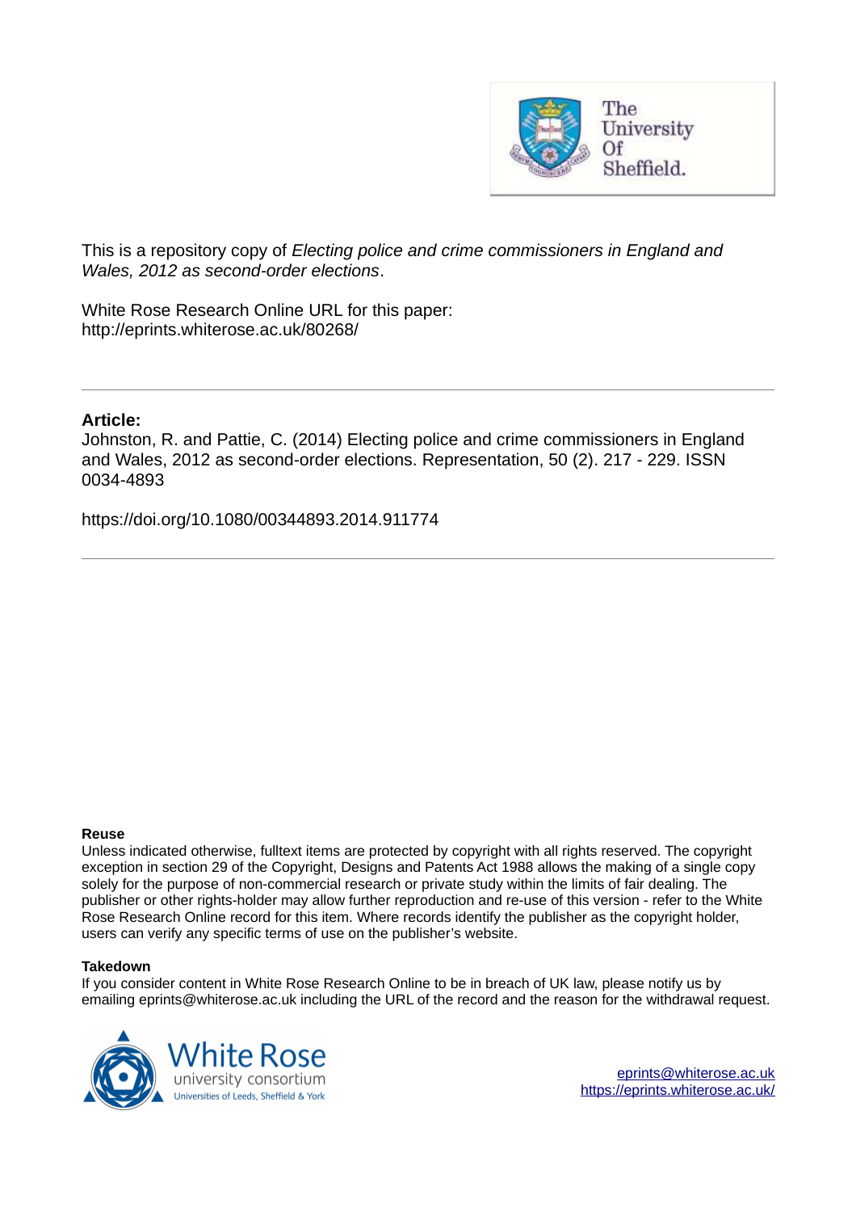This is a repository copy of *Electing police and crime commissioners in England and Wales, 2012 as second-order elections*.

White Rose Research Online URL for this paper:
http://eprints.whiterose.ac.uk/80268/

---

**Article:**

Johnston, R. and Pattie, C. (2014) Electing police and crime commissioners in England and Wales, 2012 as second-order elections. Representation, 50 (2). 217 - 229. ISSN 0034-4893

https://doi.org/10.1080/00344893.2014.911774

---

**Reuse**

Unless indicated otherwise, fulltext items are protected by copyright with all rights reserved. The copyright exception in section 29 of the Copyright, Designs and Patents Act 1988 allows the making of a single copy solely for the purpose of non-commercial research or private study within the limits of fair dealing. The publisher or other rights-holder may allow further reproduction and re-use of this version - refer to the White Rose Research Online record for this item. Where records identify the publisher as the copyright holder, users can verify any specific terms of use on the publisher's website.

**Takedown**

If you consider content in White Rose Research Online to be in breach of UK law, please notify us by emailing eprints@whiterose.ac.uk including the URL of the record and the reason for the withdrawal request.

eprints@whiterose.ac.uk
https://eprints.whiterose.ac.uk/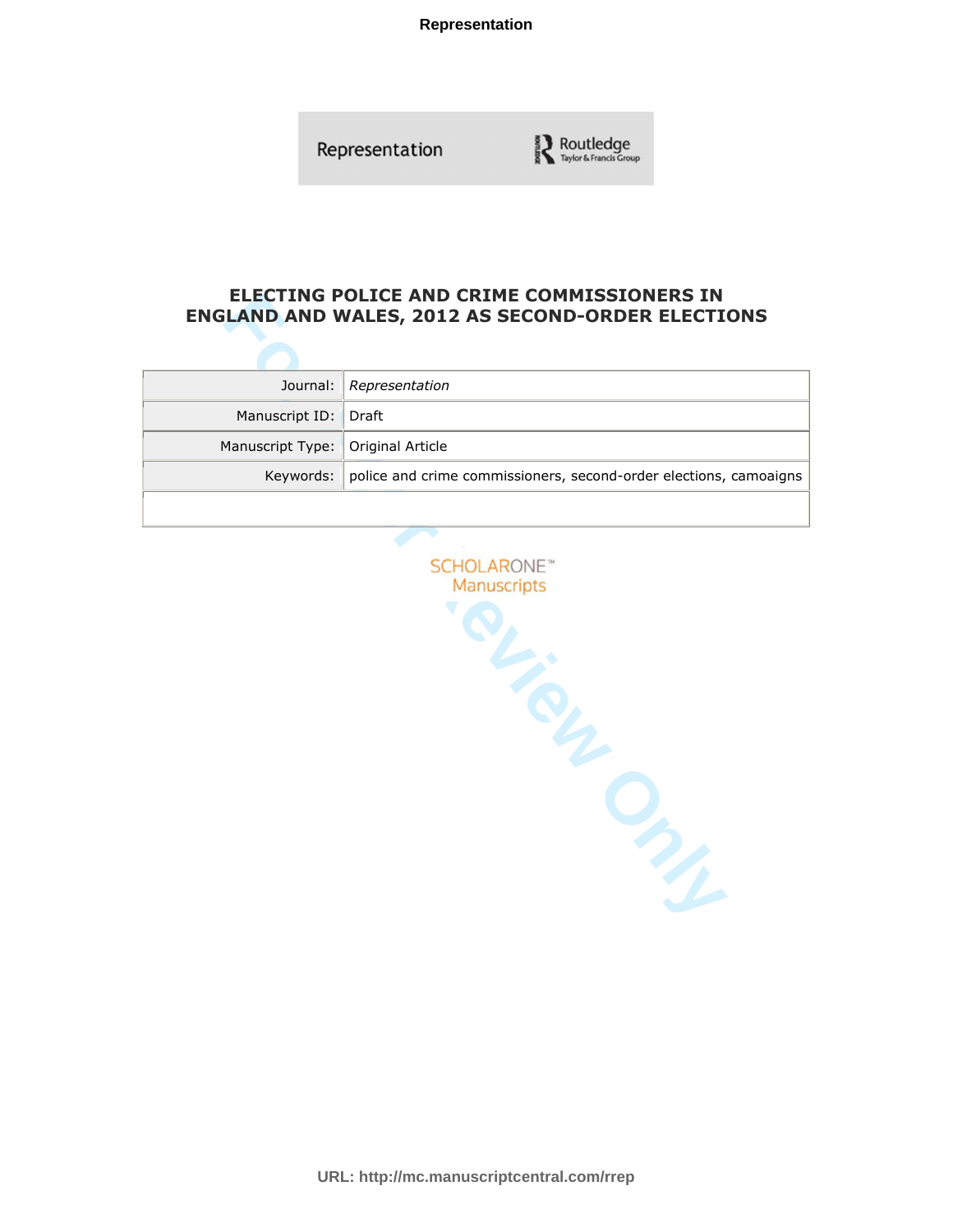# ELECTING POLICE AND CRIME COMMISSIONERS IN ENGLAND AND WALES, 2012 AS SECOND-ORDER ELECTIONS

| | |
|---|---|
| Journal: | *Representation* |
| Manuscript ID: | Draft |
| Manuscript Type: | Original Article |
| Keywords: | police and crime commissioners, second-order elections, camoaigns |
| | |

SCHOLARONE™
Manuscripts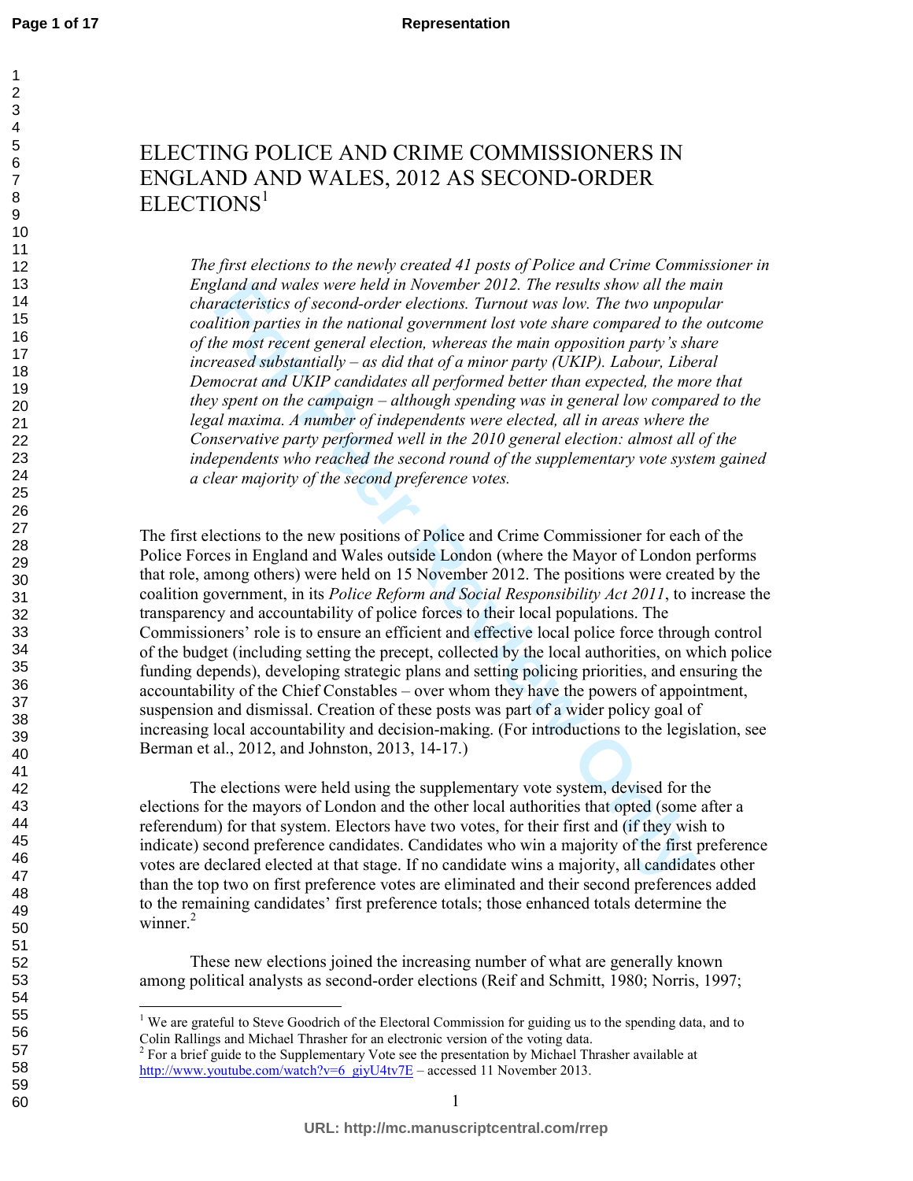# ELECTING POLICE AND CRIME COMMISSIONERS IN ENGLAND AND WALES, 2012 AS SECOND-ORDER ELECTIONS[1]

*The first elections to the newly created 41 posts of Police and Crime Commissioner in England and wales were held in November 2012. The results show all the main characteristics of second-order elections. Turnout was low. The two unpopular coalition parties in the national government lost vote share compared to the outcome of the most recent general election, whereas the main opposition party's share increased substantially – as did that of a minor party (UKIP). Labour, Liberal Democrat and UKIP candidates all performed better than expected, the more that they spent on the campaign – although spending was in general low compared to the legal maxima. A number of independents were elected, all in areas where the Conservative party performed well in the 2010 general election: almost all of the independents who reached the second round of the supplementary vote system gained a clear majority of the second preference votes.*

The first elections to the new positions of Police and Crime Commissioner for each of the Police Forces in England and Wales outside London (where the Mayor of London performs that role, among others) were held on 15 November 2012. The positions were created by the coalition government, in its *Police Reform and Social Responsibility Act 2011*, to increase the transparency and accountability of police forces to their local populations. The Commissioners' role is to ensure an efficient and effective local police force through control of the budget (including setting the precept, collected by the local authorities, on which police funding depends), developing strategic plans and setting policing priorities, and ensuring the accountability of the Chief Constables – over whom they have the powers of appointment, suspension and dismissal. Creation of these posts was part of a wider policy goal of increasing local accountability and decision-making. (For introductions to the legislation, see Berman et al., 2012, and Johnston, 2013, 14-17.)

The elections were held using the supplementary vote system, devised for the elections for the mayors of London and the other local authorities that opted (some after a referendum) for that system. Electors have two votes, for their first and (if they wish to indicate) second preference candidates. Candidates who win a majority of the first preference votes are declared elected at that stage. If no candidate wins a majority, all candidates other than the top two on first preference votes are eliminated and their second preferences added to the remaining candidates' first preference totals; those enhanced totals determine the winner.[2]

These new elections joined the increasing number of what are generally known among political analysts as second-order elections (Reif and Schmitt, 1980; Norris, 1997;

---

[1] We are grateful to Steve Goodrich of the Electoral Commission for guiding us to the spending data, and to Colin Rallings and Michael Thrasher for an electronic version of the voting data.

[2] For a brief guide to the Supplementary Vote see the presentation by Michael Thrasher available at http://www.youtube.com/watch?v=6_giyU4tv7E – accessed 11 November 2013.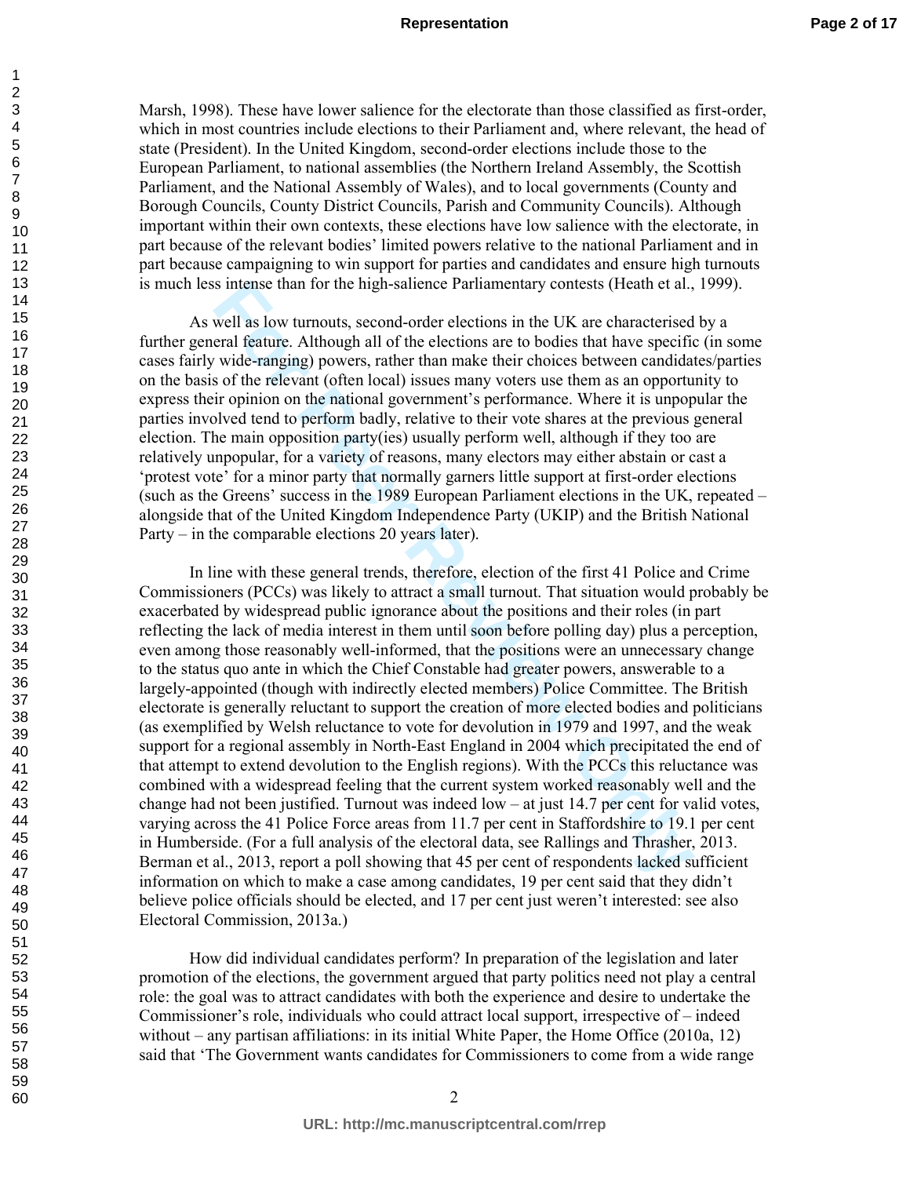Marsh, 1998). These have lower salience for the electorate than those classified as first-order, which in most countries include elections to their Parliament and, where relevant, the head of state (President). In the United Kingdom, second-order elections include those to the European Parliament, to national assemblies (the Northern Ireland Assembly, the Scottish Parliament, and the National Assembly of Wales), and to local governments (County and Borough Councils, County District Councils, Parish and Community Councils). Although important within their own contexts, these elections have low salience with the electorate, in part because of the relevant bodies' limited powers relative to the national Parliament and in part because campaigning to win support for parties and candidates and ensure high turnouts is much less intense than for the high-salience Parliamentary contests (Heath et al., 1999).

As well as low turnouts, second-order elections in the UK are characterised by a further general feature. Although all of the elections are to bodies that have specific (in some cases fairly wide-ranging) powers, rather than make their choices between candidates/parties on the basis of the relevant (often local) issues many voters use them as an opportunity to express their opinion on the national government's performance. Where it is unpopular the parties involved tend to perform badly, relative to their vote shares at the previous general election. The main opposition party(ies) usually perform well, although if they too are relatively unpopular, for a variety of reasons, many electors may either abstain or cast a 'protest vote' for a minor party that normally garners little support at first-order elections (such as the Greens' success in the 1989 European Parliament elections in the UK, repeated – alongside that of the United Kingdom Independence Party (UKIP) and the British National Party – in the comparable elections 20 years later).

In line with these general trends, therefore, election of the first 41 Police and Crime Commissioners (PCCs) was likely to attract a small turnout. That situation would probably be exacerbated by widespread public ignorance about the positions and their roles (in part reflecting the lack of media interest in them until soon before polling day) plus a perception, even among those reasonably well-informed, that the positions were an unnecessary change to the status quo ante in which the Chief Constable had greater powers, answerable to a largely-appointed (though with indirectly elected members) Police Committee. The British electorate is generally reluctant to support the creation of more elected bodies and politicians (as exemplified by Welsh reluctance to vote for devolution in 1979 and 1997, and the weak support for a regional assembly in North-East England in 2004 which precipitated the end of that attempt to extend devolution to the English regions). With the PCCs this reluctance was combined with a widespread feeling that the current system worked reasonably well and the change had not been justified. Turnout was indeed low – at just 14.7 per cent for valid votes, varying across the 41 Police Force areas from 11.7 per cent in Staffordshire to 19.1 per cent in Humberside. (For a full analysis of the electoral data, see Rallings and Thrasher, 2013. Berman et al., 2013, report a poll showing that 45 per cent of respondents lacked sufficient information on which to make a case among candidates, 19 per cent said that they didn't believe police officials should be elected, and 17 per cent just weren't interested: see also Electoral Commission, 2013a.)

How did individual candidates perform? In preparation of the legislation and later promotion of the elections, the government argued that party politics need not play a central role: the goal was to attract candidates with both the experience and desire to undertake the Commissioner's role, individuals who could attract local support, irrespective of – indeed without – any partisan affiliations: in its initial White Paper, the Home Office (2010a, 12) said that 'The Government wants candidates for Commissioners to come from a wide range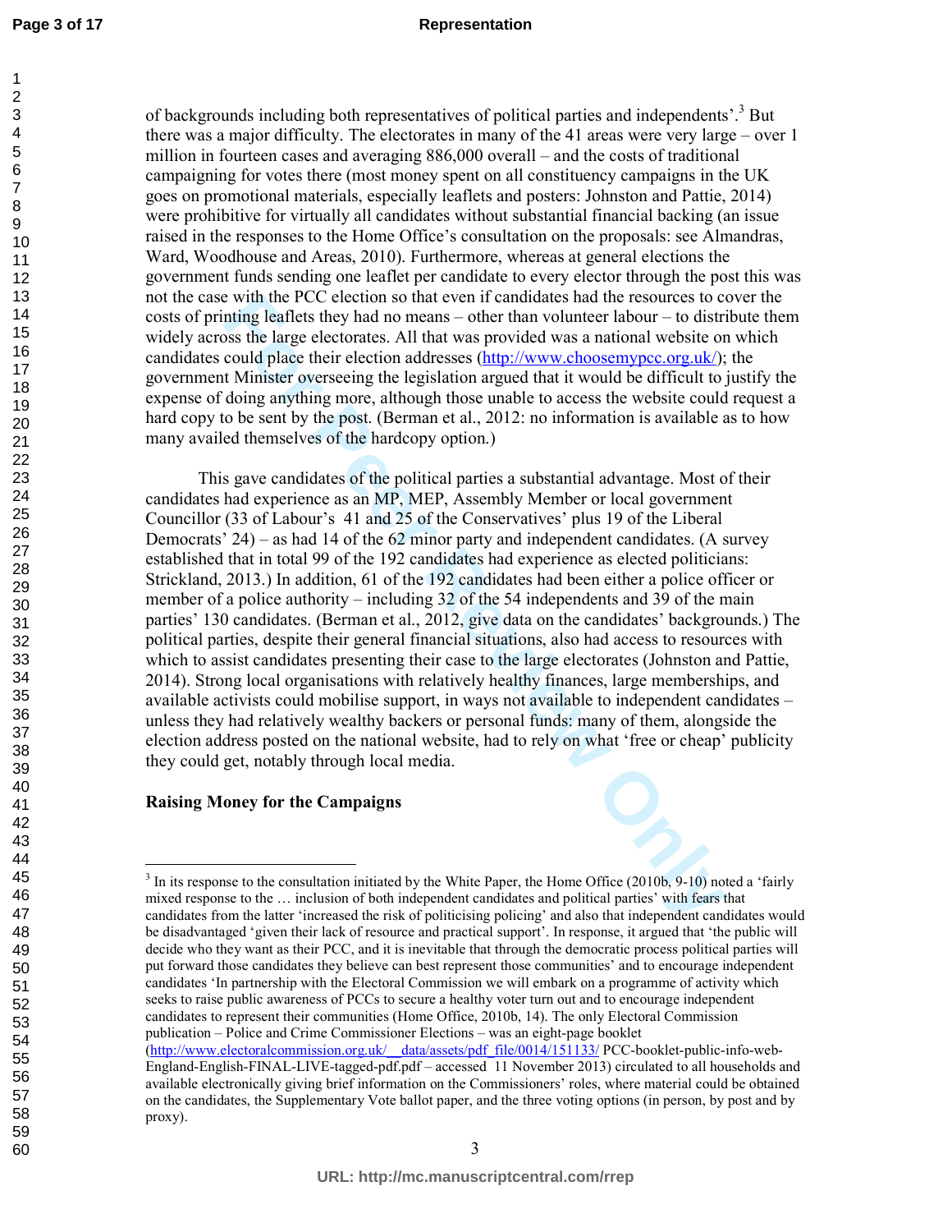of backgrounds including both representatives of political parties and independents'.[3] But there was a major difficulty. The electorates in many of the 41 areas were very large – over 1 million in fourteen cases and averaging 886,000 overall – and the costs of traditional campaigning for votes there (most money spent on all constituency campaigns in the UK goes on promotional materials, especially leaflets and posters: Johnston and Pattie, 2014) were prohibitive for virtually all candidates without substantial financial backing (an issue raised in the responses to the Home Office's consultation on the proposals: see Almandras, Ward, Woodhouse and Areas, 2010). Furthermore, whereas at general elections the government funds sending one leaflet per candidate to every elector through the post this was not the case with the PCC election so that even if candidates had the resources to cover the costs of printing leaflets they had no means – other than volunteer labour – to distribute them widely across the large electorates. All that was provided was a national website on which candidates could place their election addresses (http://www.choosemypcc.org.uk/); the government Minister overseeing the legislation argued that it would be difficult to justify the expense of doing anything more, although those unable to access the website could request a hard copy to be sent by the post. (Berman et al., 2012: no information is available as to how many availed themselves of the hardcopy option.)

This gave candidates of the political parties a substantial advantage. Most of their candidates had experience as an MP, MEP, Assembly Member or local government Councillor (33 of Labour's 41 and 25 of the Conservatives' plus 19 of the Liberal Democrats' 24) – as had 14 of the 62 minor party and independent candidates. (A survey established that in total 99 of the 192 candidates had experience as elected politicians: Strickland, 2013.) In addition, 61 of the 192 candidates had been either a police officer or member of a police authority – including 32 of the 54 independents and 39 of the main parties' 130 candidates. (Berman et al., 2012, give data on the candidates' backgrounds.) The political parties, despite their general financial situations, also had access to resources with which to assist candidates presenting their case to the large electorates (Johnston and Pattie, 2014). Strong local organisations with relatively healthy finances, large memberships, and available activists could mobilise support, in ways not available to independent candidates – unless they had relatively wealthy backers or personal funds: many of them, alongside the election address posted on the national website, had to rely on what 'free or cheap' publicity they could get, notably through local media.

## Raising Money for the Campaigns

[3] In its response to the consultation initiated by the White Paper, the Home Office (2010b, 9-10) noted a 'fairly mixed response to the … inclusion of both independent candidates and political parties' with fears that candidates from the latter 'increased the risk of politicising policing' and also that independent candidates would be disadvantaged 'given their lack of resource and practical support'. In response, it argued that 'the public will decide who they want as their PCC, and it is inevitable that through the democratic process political parties will put forward those candidates they believe can best represent those communities' and to encourage independent candidates 'In partnership with the Electoral Commission we will embark on a programme of activity which seeks to raise public awareness of PCCs to secure a healthy voter turn out and to encourage independent candidates to represent their communities (Home Office, 2010b, 14). The only Electoral Commission publication – Police and Crime Commissioner Elections – was an eight-page booklet (http://www.electoralcommission.org.uk/__data/assets/pdf_file/0014/151133/ PCC-booklet-public-info-web-England-English-FINAL-LIVE-tagged-pdf.pdf – accessed 11 November 2013) circulated to all households and available electronically giving brief information on the Commissioners' roles, where material could be obtained on the candidates, the Supplementary Vote ballot paper, and the three voting options (in person, by post and by proxy).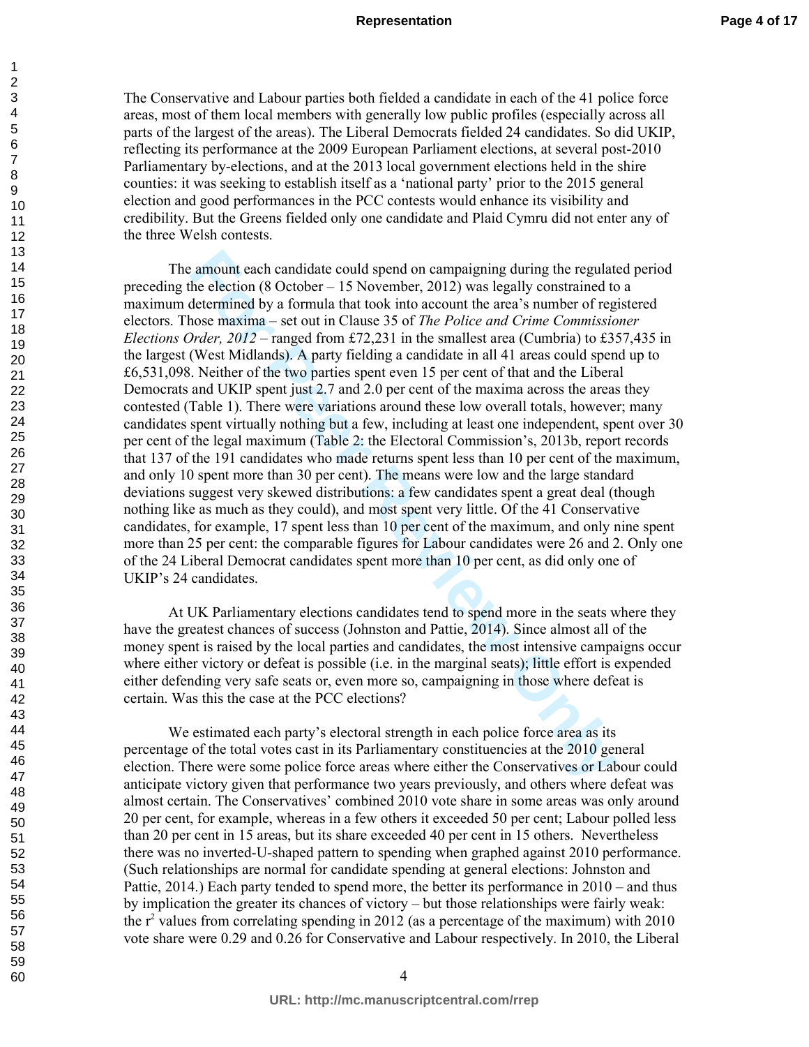The Conservative and Labour parties both fielded a candidate in each of the 41 police force areas, most of them local members with generally low public profiles (especially across all parts of the largest of the areas). The Liberal Democrats fielded 24 candidates. So did UKIP, reflecting its performance at the 2009 European Parliament elections, at several post-2010 Parliamentary by-elections, and at the 2013 local government elections held in the shire counties: it was seeking to establish itself as a 'national party' prior to the 2015 general election and good performances in the PCC contests would enhance its visibility and credibility. But the Greens fielded only one candidate and Plaid Cymru did not enter any of the three Welsh contests.

The amount each candidate could spend on campaigning during the regulated period preceding the election (8 October – 15 November, 2012) was legally constrained to a maximum determined by a formula that took into account the area's number of registered electors. Those maxima – set out in Clause 35 of *The Police and Crime Commissioner Elections Order, 2012* – ranged from £72,231 in the smallest area (Cumbria) to £357,435 in the largest (West Midlands). A party fielding a candidate in all 41 areas could spend up to £6,531,098. Neither of the two parties spent even 15 per cent of that and the Liberal Democrats and UKIP spent just 2.7 and 2.0 per cent of the maxima across the areas they contested (Table 1). There were variations around these low overall totals, however; many candidates spent virtually nothing but a few, including at least one independent, spent over 30 per cent of the legal maximum (Table 2: the Electoral Commission's, 2013b, report records that 137 of the 191 candidates who made returns spent less than 10 per cent of the maximum, and only 10 spent more than 30 per cent). The means were low and the large standard deviations suggest very skewed distributions: a few candidates spent a great deal (though nothing like as much as they could), and most spent very little. Of the 41 Conservative candidates, for example, 17 spent less than 10 per cent of the maximum, and only nine spent more than 25 per cent: the comparable figures for Labour candidates were 26 and 2. Only one of the 24 Liberal Democrat candidates spent more than 10 per cent, as did only one of UKIP's 24 candidates.

At UK Parliamentary elections candidates tend to spend more in the seats where they have the greatest chances of success (Johnston and Pattie, 2014). Since almost all of the money spent is raised by the local parties and candidates, the most intensive campaigns occur where either victory or defeat is possible (i.e. in the marginal seats); little effort is expended either defending very safe seats or, even more so, campaigning in those where defeat is certain. Was this the case at the PCC elections?

We estimated each party's electoral strength in each police force area as its percentage of the total votes cast in its Parliamentary constituencies at the 2010 general election. There were some police force areas where either the Conservatives or Labour could anticipate victory given that performance two years previously, and others where defeat was almost certain. The Conservatives' combined 2010 vote share in some areas was only around 20 per cent, for example, whereas in a few others it exceeded 50 per cent; Labour polled less than 20 per cent in 15 areas, but its share exceeded 40 per cent in 15 others. Nevertheless there was no inverted-U-shaped pattern to spending when graphed against 2010 performance. (Such relationships are normal for candidate spending at general elections: Johnston and Pattie, 2014.) Each party tended to spend more, the better its performance in 2010 – and thus by implication the greater its chances of victory – but those relationships were fairly weak: the $r^2$ values from correlating spending in 2012 (as a percentage of the maximum) with 2010 vote share were 0.29 and 0.26 for Conservative and Labour respectively. In 2010, the Liberal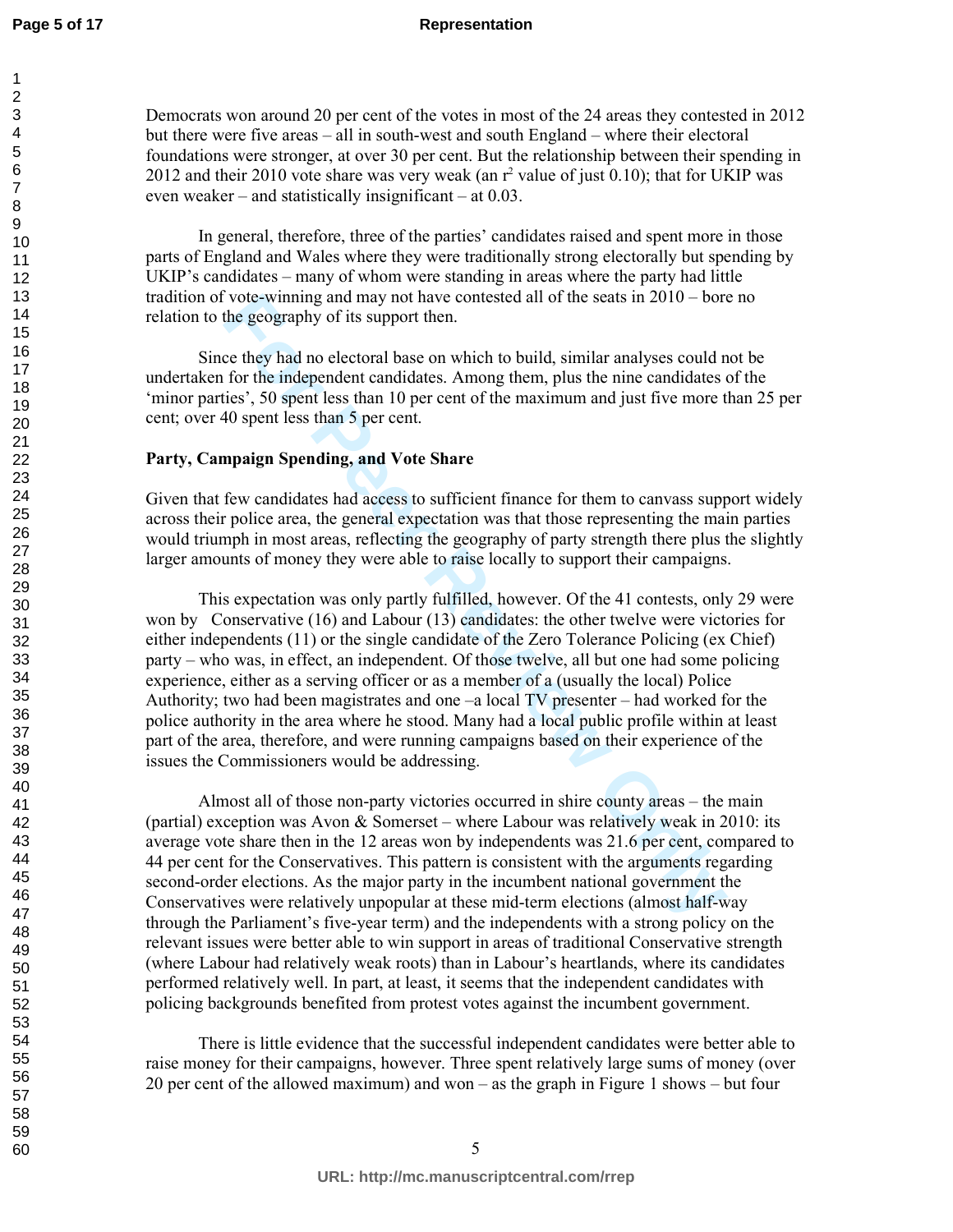Democrats won around 20 per cent of the votes in most of the 24 areas they contested in 2012 but there were five areas – all in south-west and south England – where their electoral foundations were stronger, at over 30 per cent. But the relationship between their spending in 2012 and their 2010 vote share was very weak (an $r^2$ value of just 0.10); that for UKIP was even weaker – and statistically insignificant – at 0.03.

In general, therefore, three of the parties' candidates raised and spent more in those parts of England and Wales where they were traditionally strong electorally but spending by UKIP's candidates – many of whom were standing in areas where the party had little tradition of vote-winning and may not have contested all of the seats in 2010 – bore no relation to the geography of its support then.

Since they had no electoral base on which to build, similar analyses could not be undertaken for the independent candidates. Among them, plus the nine candidates of the 'minor parties', 50 spent less than 10 per cent of the maximum and just five more than 25 per cent; over 40 spent less than 5 per cent.

**Party, Campaign Spending, and Vote Share**

Given that few candidates had access to sufficient finance for them to canvass support widely across their police area, the general expectation was that those representing the main parties would triumph in most areas, reflecting the geography of party strength there plus the slightly larger amounts of money they were able to raise locally to support their campaigns.

This expectation was only partly fulfilled, however. Of the 41 contests, only 29 were won by Conservative (16) and Labour (13) candidates: the other twelve were victories for either independents (11) or the single candidate of the Zero Tolerance Policing (ex Chief) party – who was, in effect, an independent. Of those twelve, all but one had some policing experience, either as a serving officer or as a member of a (usually the local) Police Authority; two had been magistrates and one –a local TV presenter – had worked for the police authority in the area where he stood. Many had a local public profile within at least part of the area, therefore, and were running campaigns based on their experience of the issues the Commissioners would be addressing.

Almost all of those non-party victories occurred in shire county areas – the main (partial) exception was Avon & Somerset – where Labour was relatively weak in 2010: its average vote share then in the 12 areas won by independents was 21.6 per cent, compared to 44 per cent for the Conservatives. This pattern is consistent with the arguments regarding second-order elections. As the major party in the incumbent national government the Conservatives were relatively unpopular at these mid-term elections (almost half-way through the Parliament's five-year term) and the independents with a strong policy on the relevant issues were better able to win support in areas of traditional Conservative strength (where Labour had relatively weak roots) than in Labour's heartlands, where its candidates performed relatively well. In part, at least, it seems that the independent candidates with policing backgrounds benefited from protest votes against the incumbent government.

There is little evidence that the successful independent candidates were better able to raise money for their campaigns, however. Three spent relatively large sums of money (over 20 per cent of the allowed maximum) and won – as the graph in Figure 1 shows – but four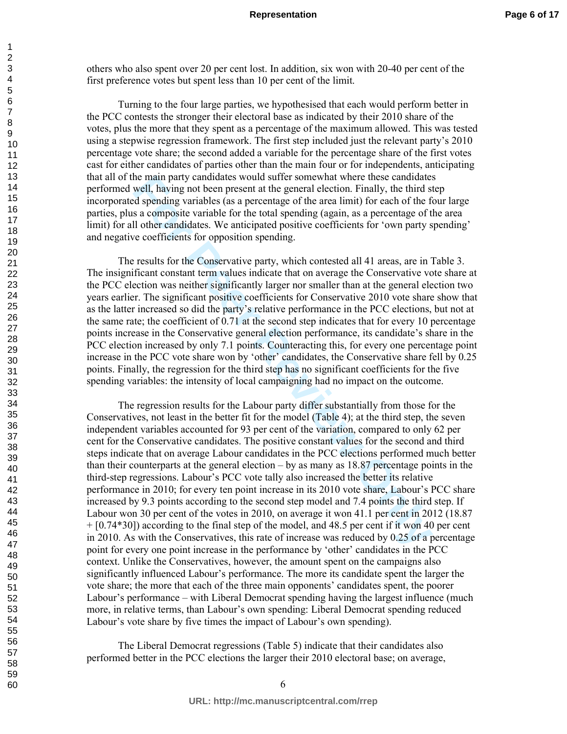others who also spent over 20 per cent lost. In addition, six won with 20-40 per cent of the first preference votes but spent less than 10 per cent of the limit.

Turning to the four large parties, we hypothesised that each would perform better in the PCC contests the stronger their electoral base as indicated by their 2010 share of the votes, plus the more that they spent as a percentage of the maximum allowed. This was tested using a stepwise regression framework. The first step included just the relevant party's 2010 percentage vote share; the second added a variable for the percentage share of the first votes cast for either candidates of parties other than the main four or for independents, anticipating that all of the main party candidates would suffer somewhat where these candidates performed well, having not been present at the general election. Finally, the third step incorporated spending variables (as a percentage of the area limit) for each of the four large parties, plus a composite variable for the total spending (again, as a percentage of the area limit) for all other candidates. We anticipated positive coefficients for 'own party spending' and negative coefficients for opposition spending.

The results for the Conservative party, which contested all 41 areas, are in Table 3. The insignificant constant term values indicate that on average the Conservative vote share at the PCC election was neither significantly larger nor smaller than at the general election two years earlier. The significant positive coefficients for Conservative 2010 vote share show that as the latter increased so did the party's relative performance in the PCC elections, but not at the same rate; the coefficient of 0.71 at the second step indicates that for every 10 percentage points increase in the Conservative general election performance, its candidate's share in the PCC election increased by only 7.1 points. Counteracting this, for every one percentage point increase in the PCC vote share won by 'other' candidates, the Conservative share fell by 0.25 points. Finally, the regression for the third step has no significant coefficients for the five spending variables: the intensity of local campaigning had no impact on the outcome.

The regression results for the Labour party differ substantially from those for the Conservatives, not least in the better fit for the model (Table 4); at the third step, the seven independent variables accounted for 93 per cent of the variation, compared to only 62 per cent for the Conservative candidates. The positive constant values for the second and third steps indicate that on average Labour candidates in the PCC elections performed much better than their counterparts at the general election – by as many as 18.87 percentage points in the third-step regressions. Labour's PCC vote tally also increased the better its relative performance in 2010; for every ten point increase in its 2010 vote share, Labour's PCC share increased by 9.3 points according to the second step model and 7.4 points the third step. If Labour won 30 per cent of the votes in 2010, on average it won 41.1 per cent in 2012 (18.87 + [0.74*30]) according to the final step of the model, and 48.5 per cent if it won 40 per cent in 2010. As with the Conservatives, this rate of increase was reduced by 0.25 of a percentage point for every one point increase in the performance by 'other' candidates in the PCC context. Unlike the Conservatives, however, the amount spent on the campaigns also significantly influenced Labour's performance. The more its candidate spent the larger the vote share; the more that each of the three main opponents' candidates spent, the poorer Labour's performance – with Liberal Democrat spending having the largest influence (much more, in relative terms, than Labour's own spending: Liberal Democrat spending reduced Labour's vote share by five times the impact of Labour's own spending).

The Liberal Democrat regressions (Table 5) indicate that their candidates also performed better in the PCC elections the larger their 2010 electoral base; on average,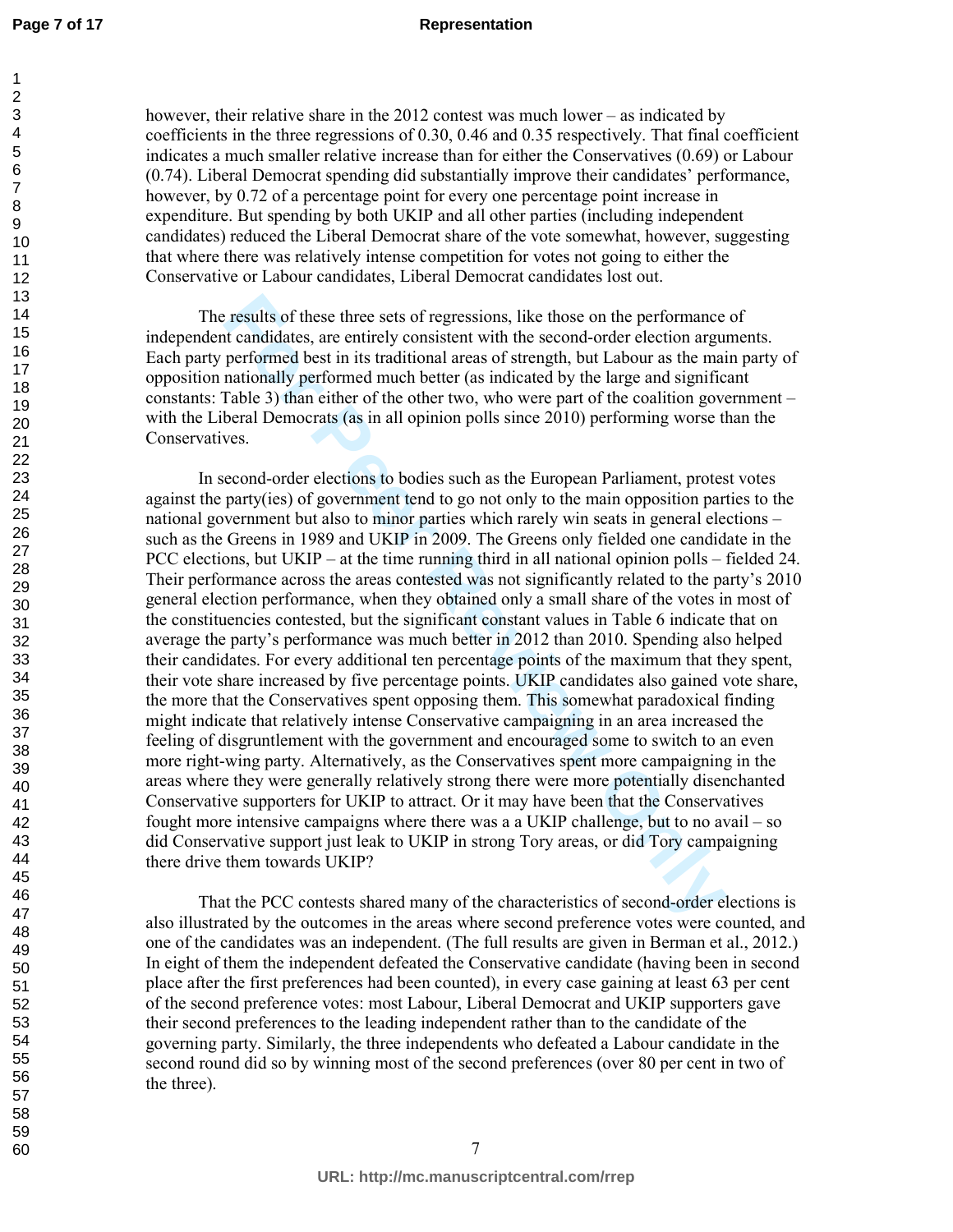however, their relative share in the 2012 contest was much lower – as indicated by coefficients in the three regressions of 0.30, 0.46 and 0.35 respectively. That final coefficient indicates a much smaller relative increase than for either the Conservatives (0.69) or Labour (0.74). Liberal Democrat spending did substantially improve their candidates' performance, however, by 0.72 of a percentage point for every one percentage point increase in expenditure. But spending by both UKIP and all other parties (including independent candidates) reduced the Liberal Democrat share of the vote somewhat, however, suggesting that where there was relatively intense competition for votes not going to either the Conservative or Labour candidates, Liberal Democrat candidates lost out.

The results of these three sets of regressions, like those on the performance of independent candidates, are entirely consistent with the second-order election arguments. Each party performed best in its traditional areas of strength, but Labour as the main party of opposition nationally performed much better (as indicated by the large and significant constants: Table 3) than either of the other two, who were part of the coalition government – with the Liberal Democrats (as in all opinion polls since 2010) performing worse than the Conservatives.

In second-order elections to bodies such as the European Parliament, protest votes against the party(ies) of government tend to go not only to the main opposition parties to the national government but also to minor parties which rarely win seats in general elections – such as the Greens in 1989 and UKIP in 2009. The Greens only fielded one candidate in the PCC elections, but UKIP – at the time running third in all national opinion polls – fielded 24. Their performance across the areas contested was not significantly related to the party's 2010 general election performance, when they obtained only a small share of the votes in most of the constituencies contested, but the significant constant values in Table 6 indicate that on average the party's performance was much better in 2012 than 2010. Spending also helped their candidates. For every additional ten percentage points of the maximum that they spent, their vote share increased by five percentage points. UKIP candidates also gained vote share, the more that the Conservatives spent opposing them. This somewhat paradoxical finding might indicate that relatively intense Conservative campaigning in an area increased the feeling of disgruntlement with the government and encouraged some to switch to an even more right-wing party. Alternatively, as the Conservatives spent more campaigning in the areas where they were generally relatively strong there were more potentially disenchanted Conservative supporters for UKIP to attract. Or it may have been that the Conservatives fought more intensive campaigns where there was a a UKIP challenge, but to no avail – so did Conservative support just leak to UKIP in strong Tory areas, or did Tory campaigning there drive them towards UKIP?

That the PCC contests shared many of the characteristics of second-order elections is also illustrated by the outcomes in the areas where second preference votes were counted, and one of the candidates was an independent. (The full results are given in Berman et al., 2012.) In eight of them the independent defeated the Conservative candidate (having been in second place after the first preferences had been counted), in every case gaining at least 63 per cent of the second preference votes: most Labour, Liberal Democrat and UKIP supporters gave their second preferences to the leading independent rather than to the candidate of the governing party. Similarly, the three independents who defeated a Labour candidate in the second round did so by winning most of the second preferences (over 80 per cent in two of the three).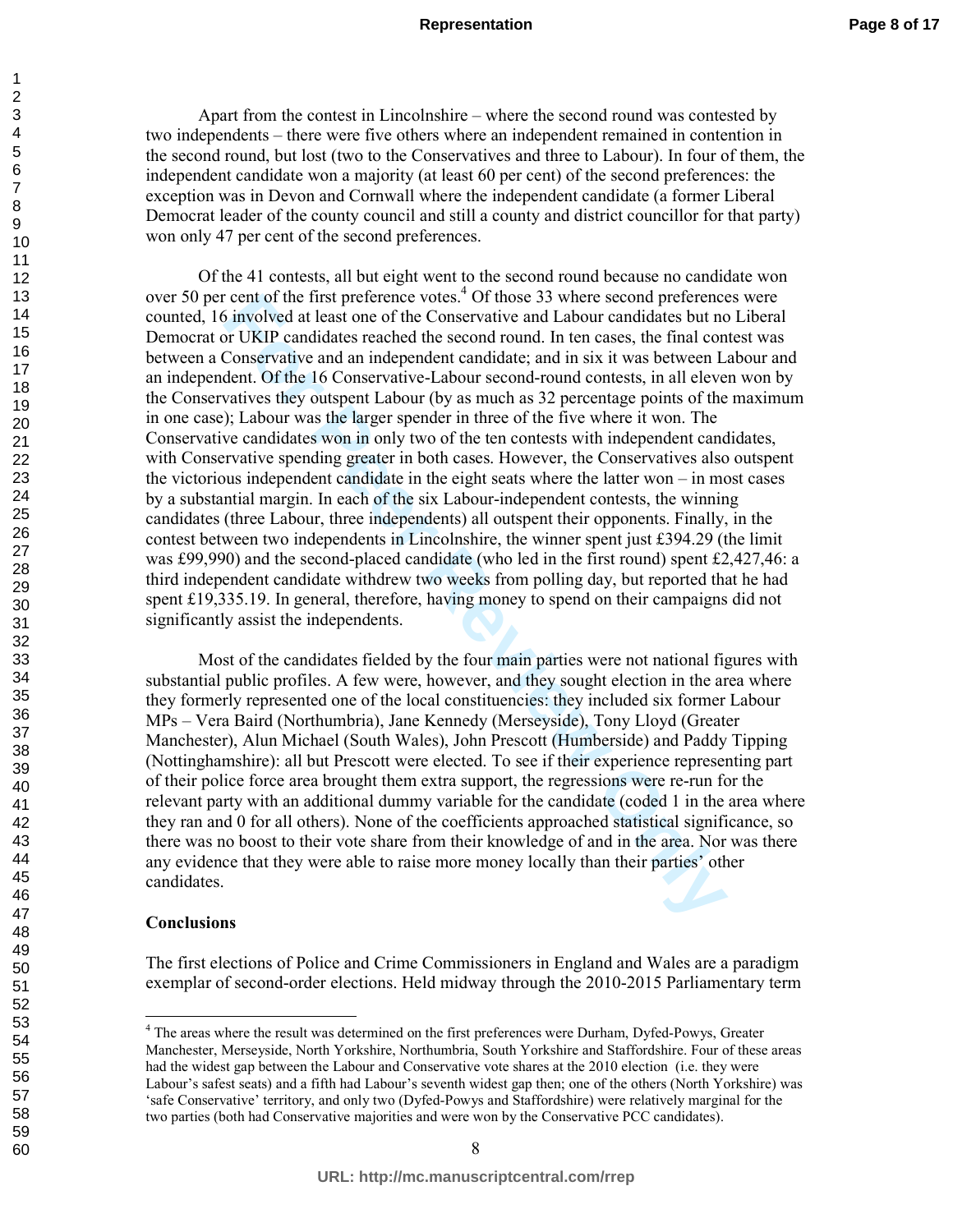Apart from the contest in Lincolnshire – where the second round was contested by two independents – there were five others where an independent remained in contention in the second round, but lost (two to the Conservatives and three to Labour). In four of them, the independent candidate won a majority (at least 60 per cent) of the second preferences: the exception was in Devon and Cornwall where the independent candidate (a former Liberal Democrat leader of the county council and still a county and district councillor for that party) won only 47 per cent of the second preferences.

Of the 41 contests, all but eight went to the second round because no candidate won over 50 per cent of the first preference votes.[4] Of those 33 where second preferences were counted, 16 involved at least one of the Conservative and Labour candidates but no Liberal Democrat or UKIP candidates reached the second round. In ten cases, the final contest was between a Conservative and an independent candidate; and in six it was between Labour and an independent. Of the 16 Conservative-Labour second-round contests, in all eleven won by the Conservatives they outspent Labour (by as much as 32 percentage points of the maximum in one case); Labour was the larger spender in three of the five where it won. The Conservative candidates won in only two of the ten contests with independent candidates, with Conservative spending greater in both cases. However, the Conservatives also outspent the victorious independent candidate in the eight seats where the latter won – in most cases by a substantial margin. In each of the six Labour-independent contests, the winning candidates (three Labour, three independents) all outspent their opponents. Finally, in the contest between two independents in Lincolnshire, the winner spent just £394.29 (the limit was £99,990) and the second-placed candidate (who led in the first round) spent £2,427,46: a third independent candidate withdrew two weeks from polling day, but reported that he had spent £19,335.19. In general, therefore, having money to spend on their campaigns did not significantly assist the independents.

Most of the candidates fielded by the four main parties were not national figures with substantial public profiles. A few were, however, and they sought election in the area where they formerly represented one of the local constituencies: they included six former Labour MPs – Vera Baird (Northumbria), Jane Kennedy (Merseyside), Tony Lloyd (Greater Manchester), Alun Michael (South Wales), John Prescott (Humberside) and Paddy Tipping (Nottinghamshire): all but Prescott were elected. To see if their experience representing part of their police force area brought them extra support, the regressions were re-run for the relevant party with an additional dummy variable for the candidate (coded 1 in the area where they ran and 0 for all others). None of the coefficients approached statistical significance, so there was no boost to their vote share from their knowledge of and in the area. Nor was there any evidence that they were able to raise more money locally than their parties' other candidates.

**Conclusions**

The first elections of Police and Crime Commissioners in England and Wales are a paradigm exemplar of second-order elections. Held midway through the 2010-2015 Parliamentary term

[4] The areas where the result was determined on the first preferences were Durham, Dyfed-Powys, Greater Manchester, Merseyside, North Yorkshire, Northumbria, South Yorkshire and Staffordshire. Four of these areas had the widest gap between the Labour and Conservative vote shares at the 2010 election (i.e. they were Labour's safest seats) and a fifth had Labour's seventh widest gap then; one of the others (North Yorkshire) was 'safe Conservative' territory, and only two (Dyfed-Powys and Staffordshire) were relatively marginal for the two parties (both had Conservative majorities and were won by the Conservative PCC candidates).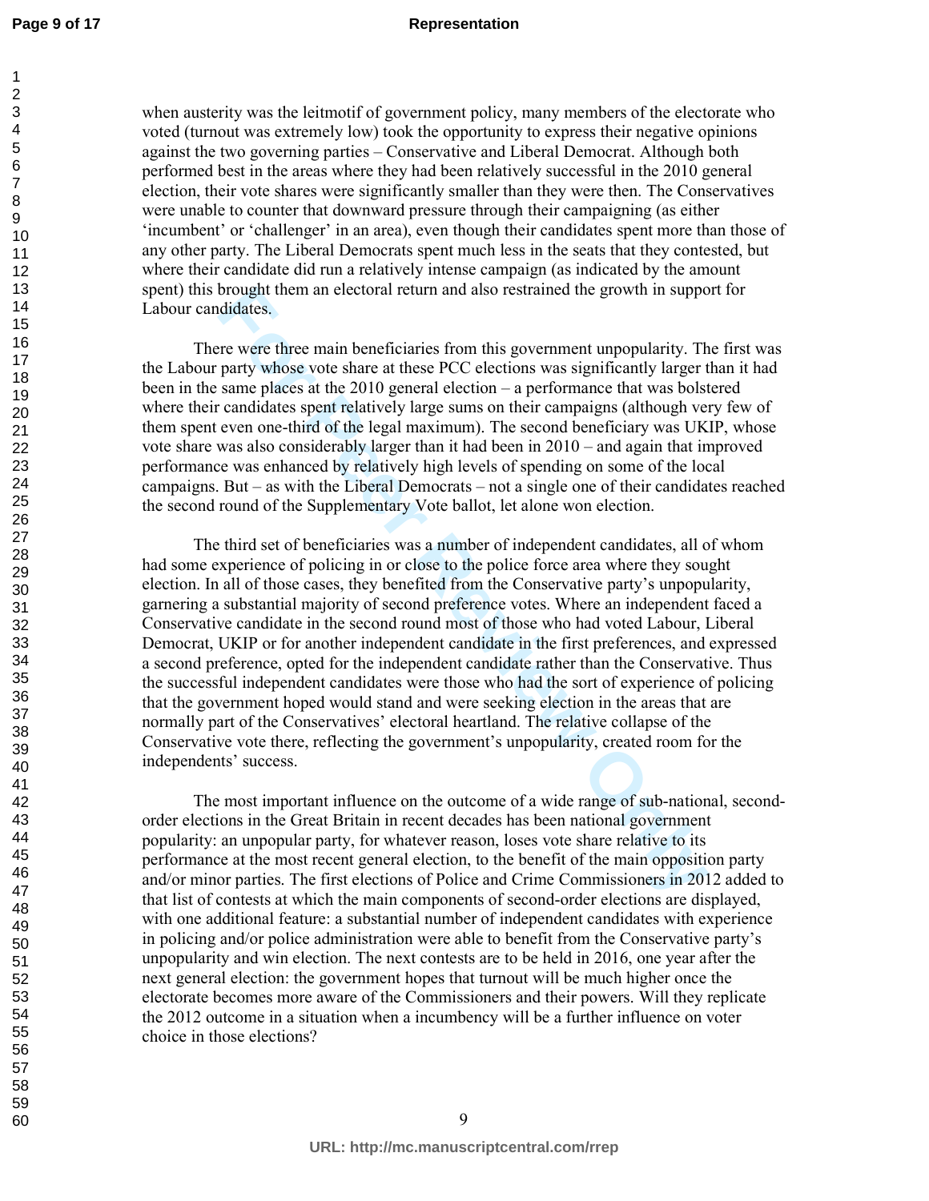when austerity was the leitmotif of government policy, many members of the electorate who voted (turnout was extremely low) took the opportunity to express their negative opinions against the two governing parties – Conservative and Liberal Democrat. Although both performed best in the areas where they had been relatively successful in the 2010 general election, their vote shares were significantly smaller than they were then. The Conservatives were unable to counter that downward pressure through their campaigning (as either 'incumbent' or 'challenger' in an area), even though their candidates spent more than those of any other party. The Liberal Democrats spent much less in the seats that they contested, but where their candidate did run a relatively intense campaign (as indicated by the amount spent) this brought them an electoral return and also restrained the growth in support for Labour candidates.

There were three main beneficiaries from this government unpopularity. The first was the Labour party whose vote share at these PCC elections was significantly larger than it had been in the same places at the 2010 general election – a performance that was bolstered where their candidates spent relatively large sums on their campaigns (although very few of them spent even one-third of the legal maximum). The second beneficiary was UKIP, whose vote share was also considerably larger than it had been in 2010 – and again that improved performance was enhanced by relatively high levels of spending on some of the local campaigns. But – as with the Liberal Democrats – not a single one of their candidates reached the second round of the Supplementary Vote ballot, let alone won election.

The third set of beneficiaries was a number of independent candidates, all of whom had some experience of policing in or close to the police force area where they sought election. In all of those cases, they benefited from the Conservative party's unpopularity, garnering a substantial majority of second preference votes. Where an independent faced a Conservative candidate in the second round most of those who had voted Labour, Liberal Democrat, UKIP or for another independent candidate in the first preferences, and expressed a second preference, opted for the independent candidate rather than the Conservative. Thus the successful independent candidates were those who had the sort of experience of policing that the government hoped would stand and were seeking election in the areas that are normally part of the Conservatives' electoral heartland. The relative collapse of the Conservative vote there, reflecting the government's unpopularity, created room for the independents' success.

The most important influence on the outcome of a wide range of sub-national, second-order elections in the Great Britain in recent decades has been national government popularity: an unpopular party, for whatever reason, loses vote share relative to its performance at the most recent general election, to the benefit of the main opposition party and/or minor parties. The first elections of Police and Crime Commissioners in 2012 added to that list of contests at which the main components of second-order elections are displayed, with one additional feature: a substantial number of independent candidates with experience in policing and/or police administration were able to benefit from the Conservative party's unpopularity and win election. The next contests are to be held in 2016, one year after the next general election: the government hopes that turnout will be much higher once the electorate becomes more aware of the Commissioners and their powers. Will they replicate the 2012 outcome in a situation when a incumbency will be a further influence on voter choice in those elections?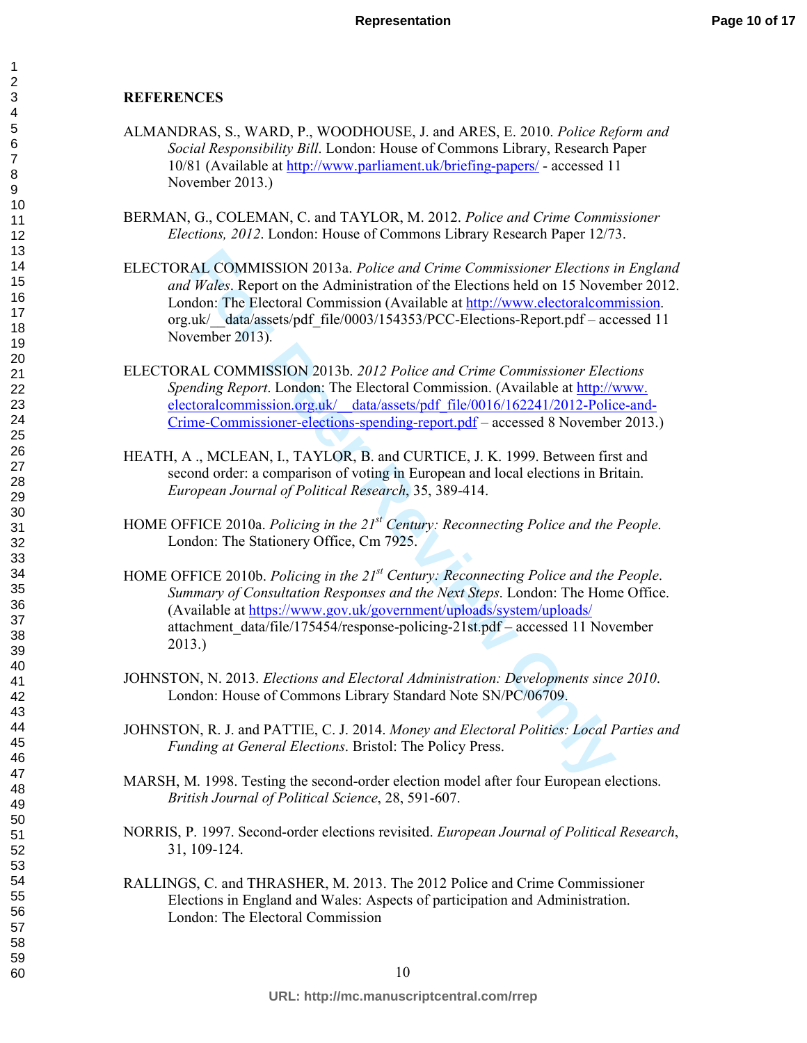**REFERENCES**

ALMANDRAS, S., WARD, P., WOODHOUSE, J. and ARES, E. 2010. *Police Reform and Social Responsibility Bill*. London: House of Commons Library, Research Paper 10/81 (Available at http://www.parliament.uk/briefing-papers/ - accessed 11 November 2013.)

BERMAN, G., COLEMAN, C. and TAYLOR, M. 2012. *Police and Crime Commissioner Elections, 2012*. London: House of Commons Library Research Paper 12/73.

ELECTORAL COMMISSION 2013a. *Police and Crime Commissioner Elections in England and Wales*. Report on the Administration of the Elections held on 15 November 2012. London: The Electoral Commission (Available at http://www.electoralcommission.org.uk/__data/assets/pdf_file/0003/154353/PCC-Elections-Report.pdf – accessed 11 November 2013).

ELECTORAL COMMISSION 2013b. *2012 Police and Crime Commissioner Elections Spending Report*. London: The Electoral Commission. (Available at http://www.electoralcommission.org.uk/__data/assets/pdf_file/0016/162241/2012-Police-and-Crime-Commissioner-elections-spending-report.pdf – accessed 8 November 2013.)

HEATH, A ., MCLEAN, I., TAYLOR, B. and CURTICE, J. K. 1999. Between first and second order: a comparison of voting in European and local elections in Britain. *European Journal of Political Research*, 35, 389-414.

HOME OFFICE 2010a. *Policing in the 21st Century: Reconnecting Police and the People*. London: The Stationery Office, Cm 7925.

HOME OFFICE 2010b. *Policing in the 21st Century: Reconnecting Police and the People. Summary of Consultation Responses and the Next Steps*. London: The Home Office. (Available at https://www.gov.uk/government/uploads/system/uploads/attachment_data/file/175454/response-policing-21st.pdf – accessed 11 November 2013.)

JOHNSTON, N. 2013. *Elections and Electoral Administration: Developments since 2010*. London: House of Commons Library Standard Note SN/PC/06709.

JOHNSTON, R. J. and PATTIE, C. J. 2014. *Money and Electoral Politics: Local Parties and Funding at General Elections*. Bristol: The Policy Press.

MARSH, M. 1998. Testing the second-order election model after four European elections. *British Journal of Political Science*, 28, 591-607.

NORRIS, P. 1997. Second-order elections revisited. *European Journal of Political Research*, 31, 109-124.

RALLINGS, C. and THRASHER, M. 2013. The 2012 Police and Crime Commissioner Elections in England and Wales: Aspects of participation and Administration. London: The Electoral Commission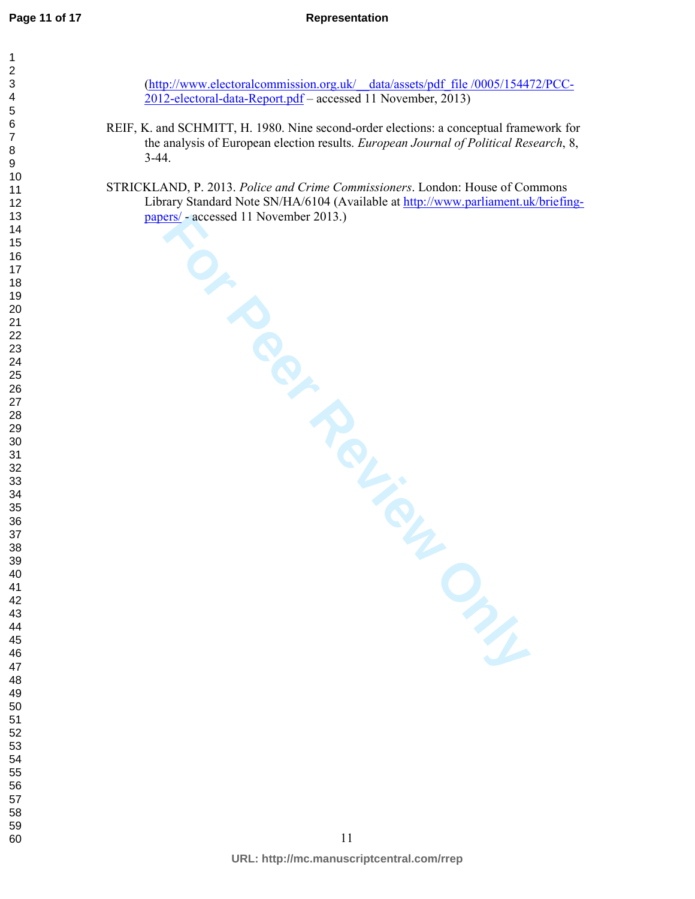(http://www.electoralcommission.org.uk/__data/assets/pdf_file /0005/154472/PCC-2012-electoral-data-Report.pdf – accessed 11 November, 2013)

REIF, K. and SCHMITT, H. 1980. Nine second-order elections: a conceptual framework for the analysis of European election results. *European Journal of Political Research*, 8, 3-44.

STRICKLAND, P. 2013. *Police and Crime Commissioners*. London: House of Commons Library Standard Note SN/HA/6104 (Available at http://www.parliament.uk/briefing-papers/ - accessed 11 November 2013.)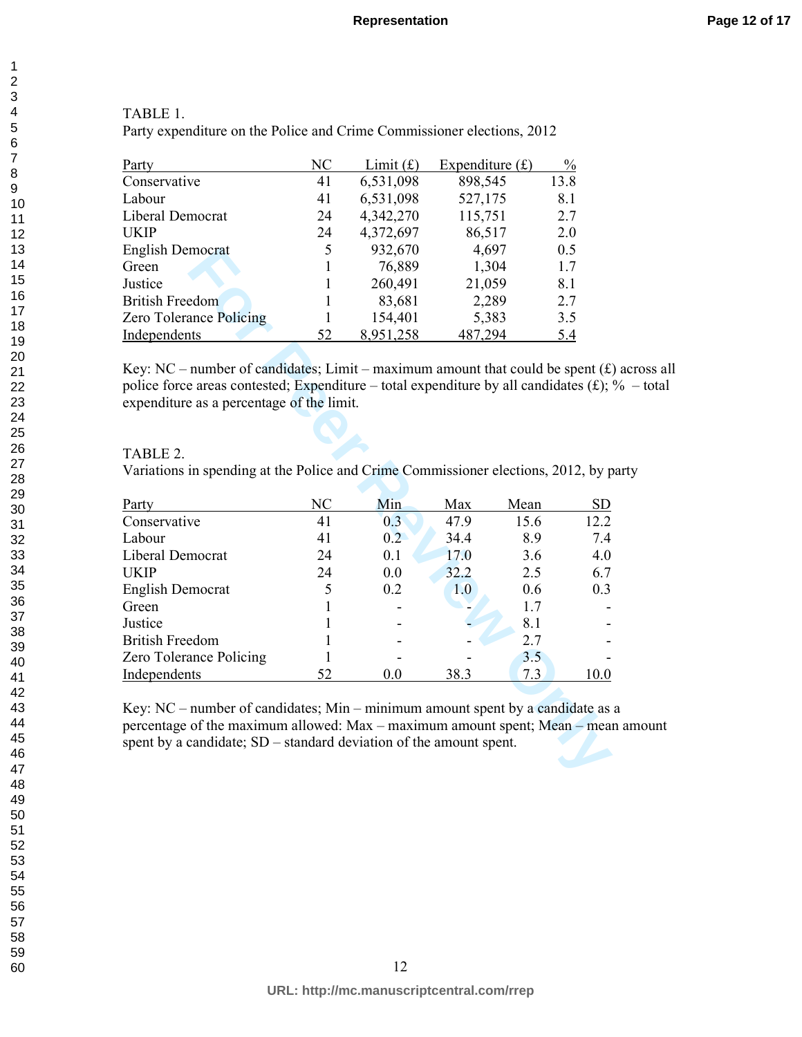TABLE 1.

Party expenditure on the Police and Crime Commissioner elections, 2012

| Party | NC | Limit (£) | Expenditure (£) | % |
|---|---|---|---|---|
| Conservative | 41 | 6,531,098 | 898,545 | 13.8 |
| Labour | 41 | 6,531,098 | 527,175 | 8.1 |
| Liberal Democrat | 24 | 4,342,270 | 115,751 | 2.7 |
| UKIP | 24 | 4,372,697 | 86,517 | 2.0 |
| English Democrat | 5 | 932,670 | 4,697 | 0.5 |
| Green | 1 | 76,889 | 1,304 | 1.7 |
| Justice | 1 | 260,491 | 21,059 | 8.1 |
| British Freedom | 1 | 83,681 | 2,289 | 2.7 |
| Zero Tolerance Policing | 1 | 154,401 | 5,383 | 3.5 |
| Independents | 52 | 8,951,258 | 487,294 | 5.4 |

Key: NC – number of candidates; Limit – maximum amount that could be spent (£) across all police force areas contested; Expenditure – total expenditure by all candidates (£); % – total expenditure as a percentage of the limit.

TABLE 2.

Variations in spending at the Police and Crime Commissioner elections, 2012, by party

| Party | NC | Min | Max | Mean | SD |
|---|---|---|---|---|---|
| Conservative | 41 | 0.3 | 47.9 | 15.6 | 12.2 |
| Labour | 41 | 0.2 | 34.4 | 8.9 | 7.4 |
| Liberal Democrat | 24 | 0.1 | 17.0 | 3.6 | 4.0 |
| UKIP | 24 | 0.0 | 32.2 | 2.5 | 6.7 |
| English Democrat | 5 | 0.2 | 1.0 | 0.6 | 0.3 |
| Green | 1 | - | - | 1.7 | - |
| Justice | 1 | - | - | 8.1 | - |
| British Freedom | 1 | - | - | 2.7 | - |
| Zero Tolerance Policing | 1 | - | - | 3.5 | - |
| Independents | 52 | 0.0 | 38.3 | 7.3 | 10.0 |

Key: NC – number of candidates; Min – minimum amount spent by a candidate as a percentage of the maximum allowed: Max – maximum amount spent; Mean – mean amount spent by a candidate; SD – standard deviation of the amount spent.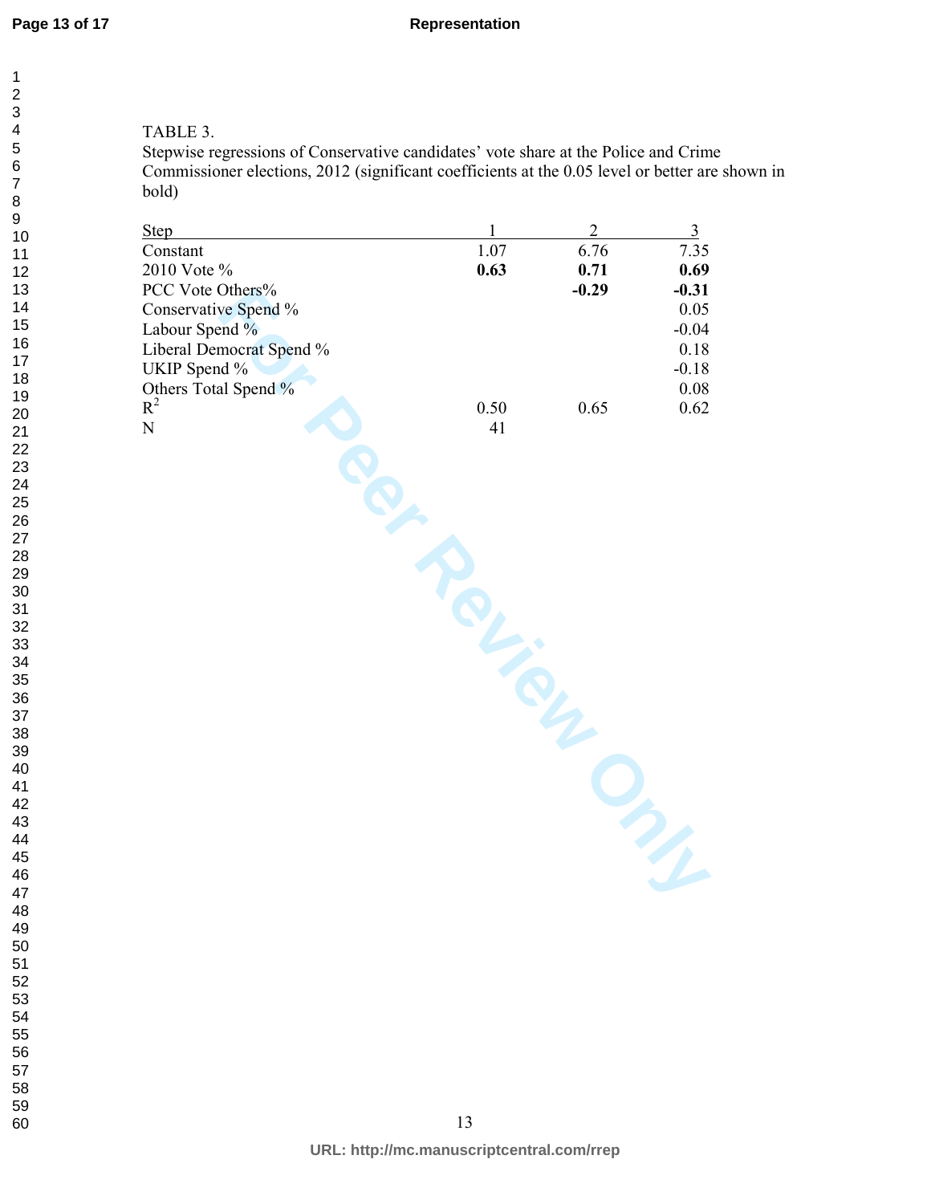TABLE 3.

Stepwise regressions of Conservative candidates' vote share at the Police and Crime Commissioner elections, 2012 (significant coefficients at the 0.05 level or better are shown in bold)

| Step | 1 | 2 | 3 |
|---|---|---|---|
| Constant | 1.07 | 6.76 | 7.35 |
| 2010 Vote % | **0.63** | **0.71** | **0.69** |
| PCC Vote Others% | | **-0.29** | **-0.31** |
| Conservative Spend % | | | 0.05 |
| Labour Spend % | | | -0.04 |
| Liberal Democrat Spend % | | | 0.18 |
| UKIP Spend % | | | -0.18 |
| Others Total Spend % | | | 0.08 |
| $R^2$ | 0.50 | 0.65 | 0.62 |
| N | 41 | | |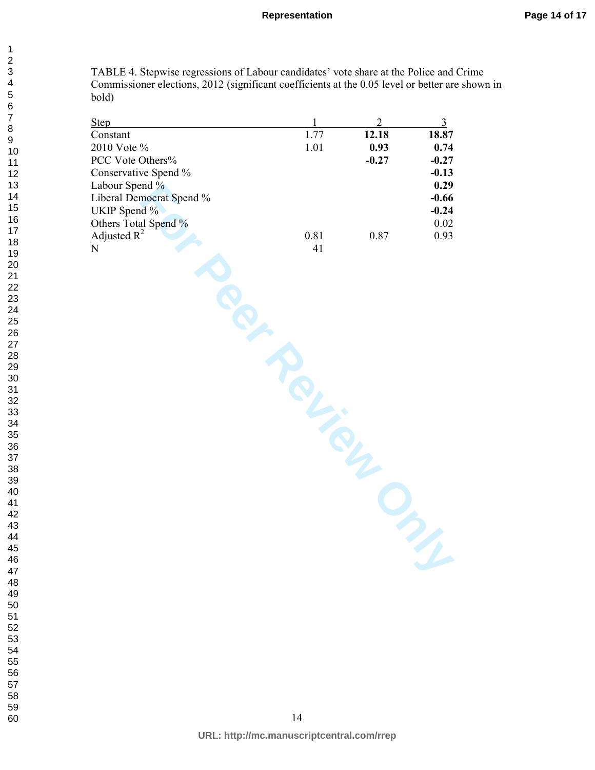TABLE 4. Stepwise regressions of Labour candidates' vote share at the Police and Crime Commissioner elections, 2012 (significant coefficients at the 0.05 level or better are shown in bold)

| Step | 1 | 2 | 3 |
|---|---|---|---|
| Constant | 1.77 | **12.18** | **18.87** |
| 2010 Vote % | 1.01 | **0.93** | **0.74** |
| PCC Vote Others% | | **-0.27** | **-0.27** |
| Conservative Spend % | | | **-0.13** |
| Labour Spend % | | | **0.29** |
| Liberal Democrat Spend % | | | **-0.66** |
| UKIP Spend % | | | **-0.24** |
| Others Total Spend % | | | 0.02 |
| Adjusted $R^2$ | 0.81 | 0.87 | 0.93 |
| N | 41 | | |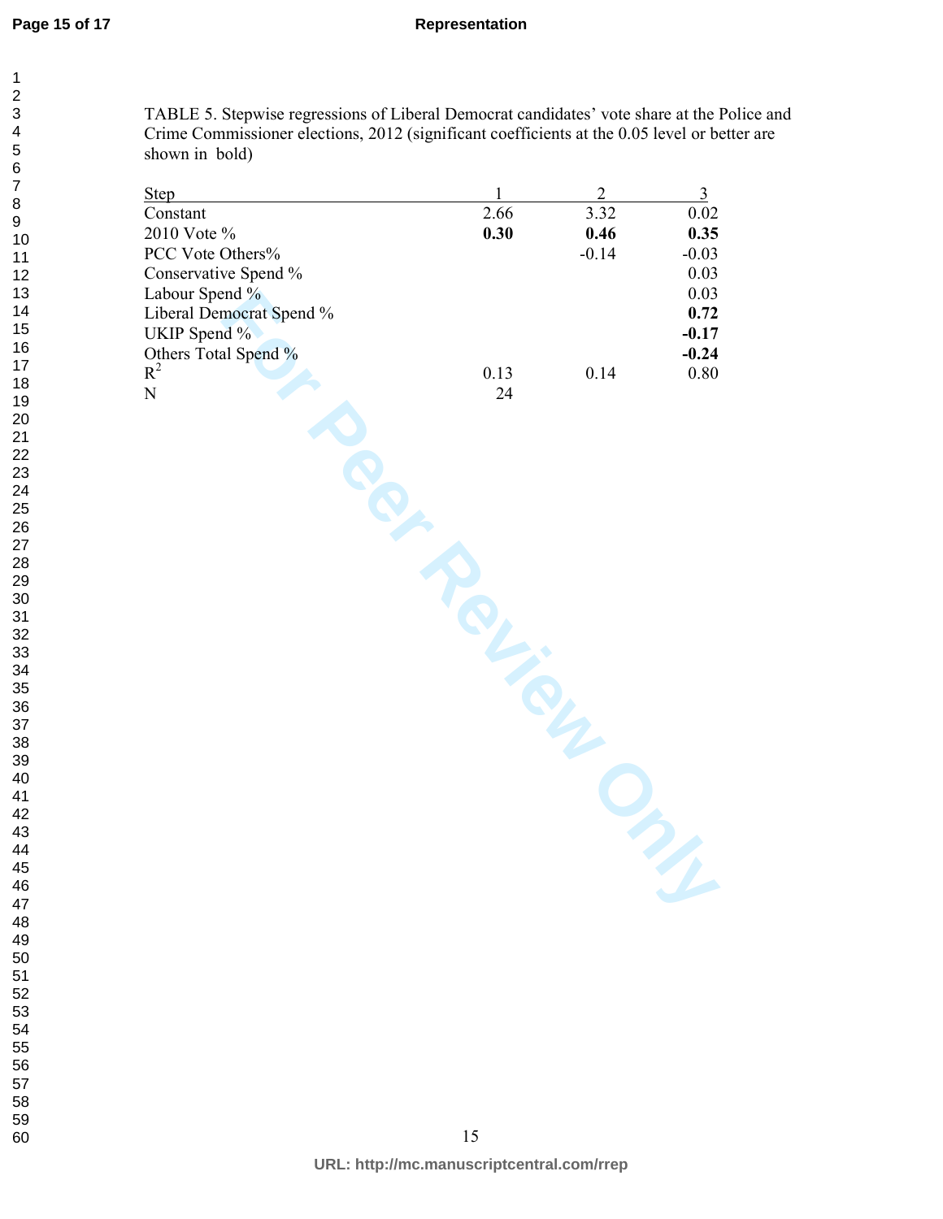TABLE 5. Stepwise regressions of Liberal Democrat candidates' vote share at the Police and Crime Commissioner elections, 2012 (significant coefficients at the 0.05 level or better are shown in bold)

| Step | 1 | 2 | 3 |
|---|---|---|---|
| Constant | 2.66 | 3.32 | 0.02 |
| 2010 Vote % | **0.30** | **0.46** | **0.35** |
| PCC Vote Others% | | -0.14 | -0.03 |
| Conservative Spend % | | | 0.03 |
| Labour Spend % | | | 0.03 |
| Liberal Democrat Spend % | | | **0.72** |
| UKIP Spend % | | | **-0.17** |
| Others Total Spend % | | | **-0.24** |
| $R^2$ | 0.13 | 0.14 | 0.80 |
| N | 24 | | |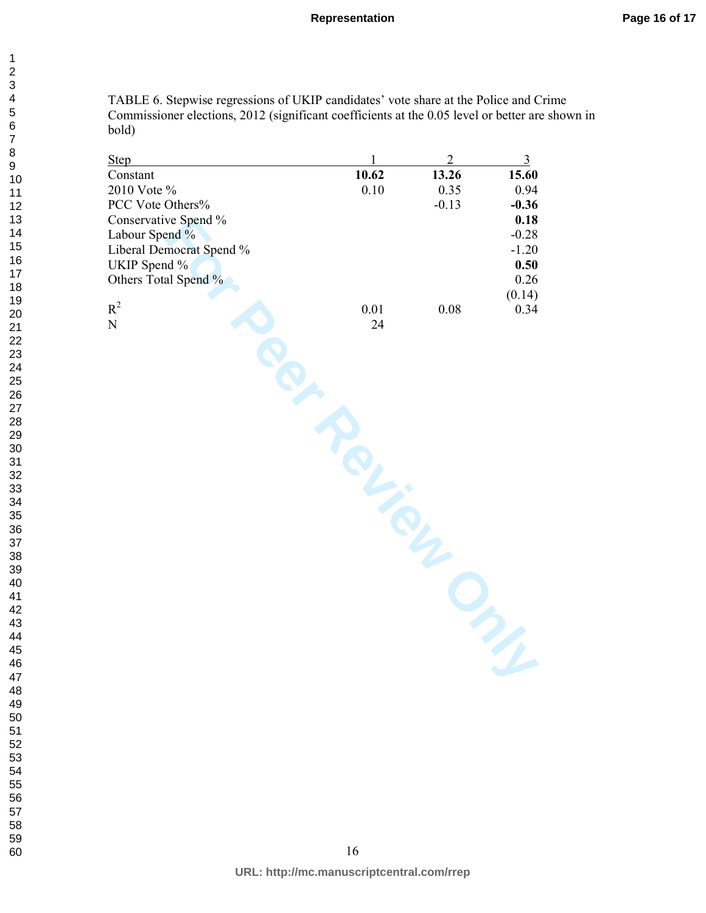TABLE 6. Stepwise regressions of UKIP candidates' vote share at the Police and Crime Commissioner elections, 2012 (significant coefficients at the 0.05 level or better are shown in bold)

| Step | 1 | 2 | 3 |
|---|---|---|---|
| Constant | **10.62** | **13.26** | **15.60** |
| 2010 Vote % | 0.10 | 0.35 | 0.94 |
| PCC Vote Others% | | -0.13 | **-0.36** |
| Conservative Spend % | | | **0.18** |
| Labour Spend % | | | -0.28 |
| Liberal Democrat Spend % | | | -1.20 |
| UKIP Spend % | | | **0.50** |
| Others Total Spend % | | | 0.26 |
| | | | (0.14) |
| $R^2$ | 0.01 | 0.08 | 0.34 |
| N | 24 | | |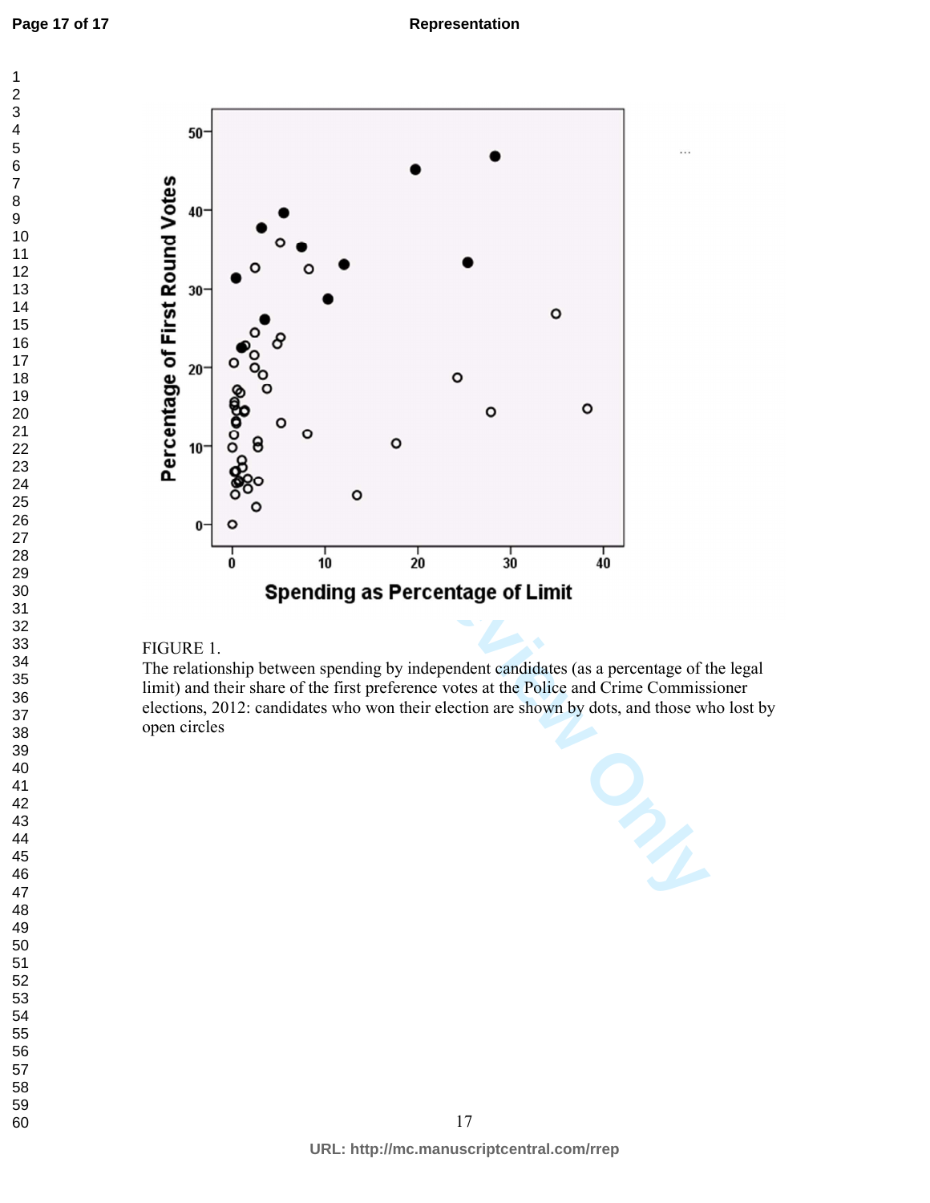Percentage of First Round Votes

50
40
30
20
10
0

0
10
20
30
40

Spending as Percentage of Limit

FIGURE 1.
The relationship between spending by independent candidates (as a percentage of the legal limit) and their share of the first preference votes at the Police and Crime Commissioner elections, 2012: candidates who won their election are shown by dots, and those who lost by open circles